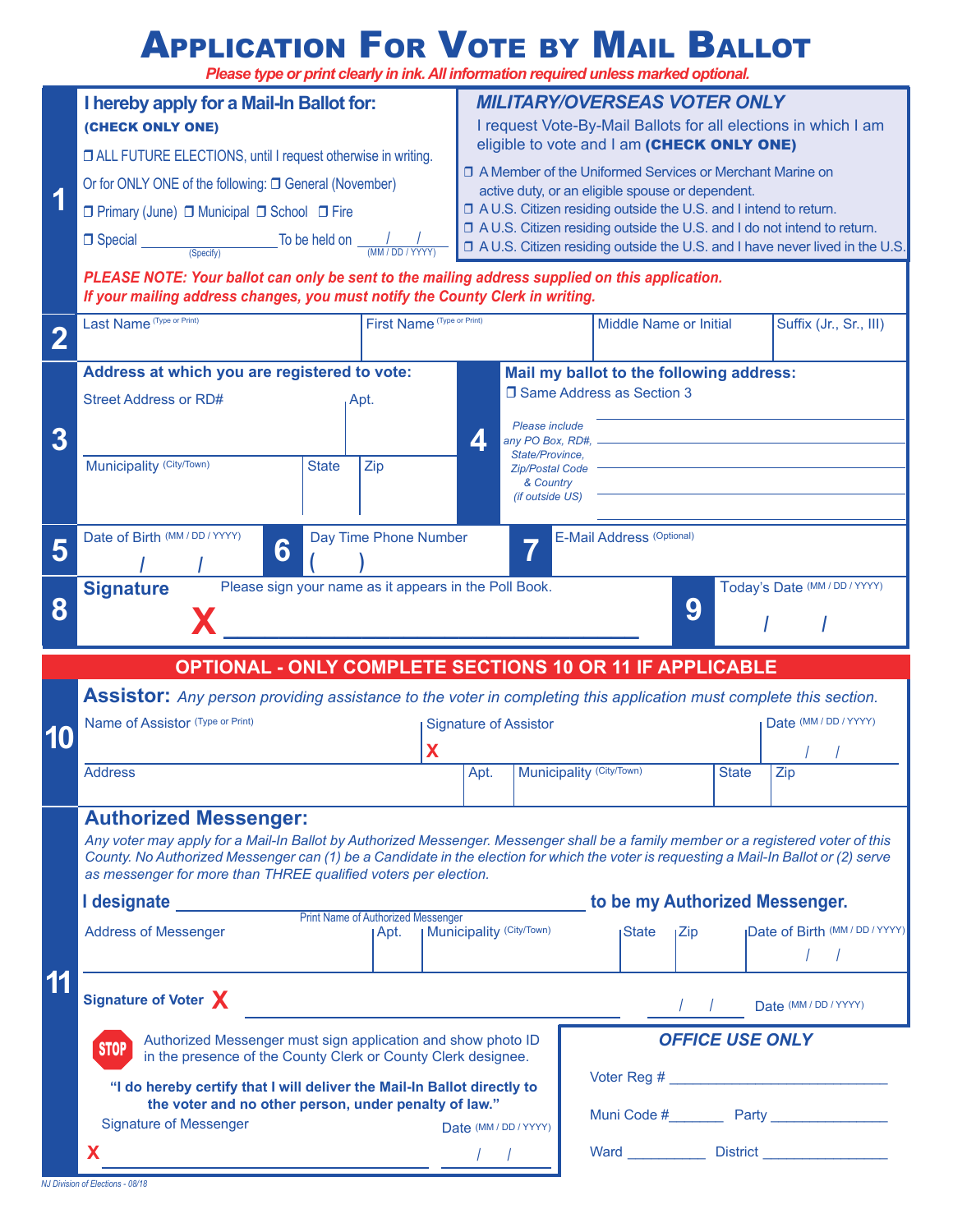# Application For Vote by Mail Ballot

*Please type or print clearly in ink. All information required unless marked optional.*

## 1

**I hereby apply for a Mail-In Ballot for:**
**(CHECK ONLY ONE)**

❒ ALL FUTURE ELECTIONS, until I request otherwise in writing.

Or for ONLY ONE of the following: ❒ General (November)

❒ Primary (June) ❒ Municipal ❒ School ❒ Fire

❒ Special ________ (Specify) To be held on ___/___/___ (MM / DD / YYYY)

***MILITARY/OVERSEAS VOTER ONLY***

I request Vote-By-Mail Ballots for all elections in which I am eligible to vote and I am **(CHECK ONLY ONE)**

❒ A Member of the Uniformed Services or Merchant Marine on active duty, or an eligible spouse or dependent.
❒ A U.S. Citizen residing outside the U.S. and I intend to return.
❒ A U.S. Citizen residing outside the U.S. and I do not intend to return.
❒ A U.S. Citizen residing outside the U.S. and I have never lived in the U.S.

***PLEASE NOTE: Your ballot can only be sent to the mailing address supplied on this application. If your mailing address changes, you must notify the County Clerk in writing.***

## 2

| Last Name (Type or Print) | First Name (Type or Print) | Middle Name or Initial | Suffix (Jr., Sr., III) |
|---|---|---|---|
| | | | |

## 3

**Address at which you are registered to vote:**

| Street Address or RD# | | Apt. |
|---|---|---|
| | | |
| Municipality (City/Town) | State | Zip |
| | | |

## 4

**Mail my ballot to the following address:**

❒ Same Address as Section 3

*Please include any PO Box, RD#, State/Province, Zip/Postal Code & Country (if outside US)*

____________________________________
____________________________________
____________________________________
____________________________________

## 5

Date of Birth (MM / DD / YYYY) ___/___/___

## 6

Day Time Phone Number ( )

## 7

E-Mail Address (Optional)

## 8

**Signature** Please sign your name as it appears in the Poll Book.

X ____________________________________

## 9

Today's Date (MM / DD / YYYY) ___/___/___

---

## OPTIONAL - ONLY COMPLETE SECTIONS 10 OR 11 IF APPLICABLE

## 10

**Assistor:** *Any person providing assistance to the voter in completing this application must complete this section.*

| Name of Assistor (Type or Print) | | Signature of Assistor | | Date (MM / DD / YYYY) |
|---|---|---|---|---|
| | | X | | / / |
| Address | Apt. | Municipality (City/Town) | State | Zip |
| | | | | |

## 11

**Authorized Messenger:**

*Any voter may apply for a Mail-In Ballot by Authorized Messenger. Messenger shall be a family member or a registered voter of this County. No Authorized Messenger can (1) be a Candidate in the election for which the voter is requesting a Mail-In Ballot or (2) serve as messenger for more than THREE qualified voters per election.*

**I designate** ____________________________ (Print Name of Authorized Messenger) **to be my Authorized Messenger.**

| Address of Messenger | Apt. | Municipality (City/Town) | State | Zip | Date of Birth (MM / DD / YYYY) |
|---|---|---|---|---|---|
| | | | | | / / |

**Signature of Voter** X ____________________________ ___/___/___ Date (MM / DD / YYYY)

STOP Authorized Messenger must sign application and show photo ID in the presence of the County Clerk or County Clerk designee.

**"I do hereby certify that I will deliver the Mail-In Ballot directly to the voter and no other person, under penalty of law."**

Signature of Messenger

X ____________________________ Date (MM / DD / YYYY) ___/___/___

***OFFICE USE ONLY***

Voter Reg # ____________________________

Muni Code # _______ Party _______________

Ward __________ District ________________

NJ Division of Elections - 08/18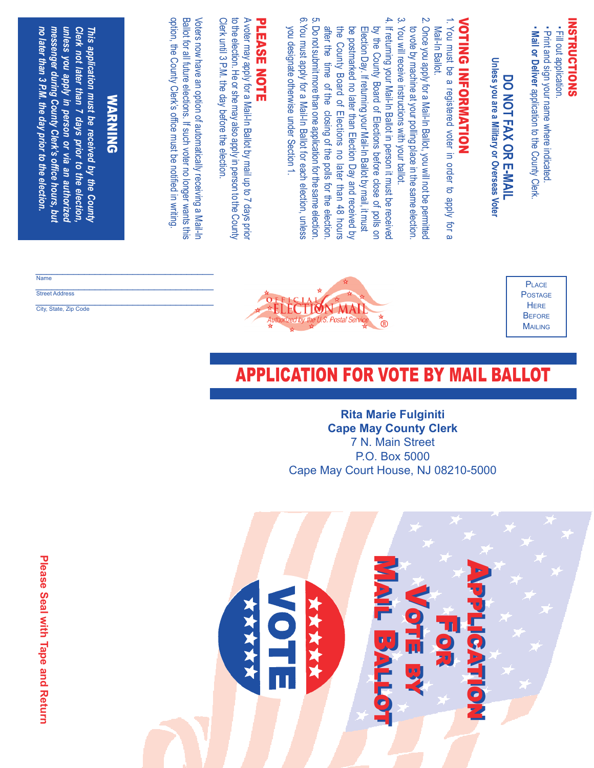## INSTRUCTIONS

- Fill out application.
- Print and sign your name where indicated.
- **Mail or Deliver** application to the County Clerk.

## DO NOT FAX OR E-MAIL

**Unless you are a Military or Overseas Voter**

## VOTING INFORMATION

1. You must be a registered voter in order to apply for a Mail-In Ballot.
2. Once you apply for a Mail-In Ballot, you will not be permitted to vote by machine at your polling place in the same election.
3. You will receive instructions with your ballot.
4. If returning your Mail-In Ballot in person it must be received by the County Board of Elections before close of polls on Election Day. If returning your Mail-In Ballot by mail, it must be postmarked no later than Election Day and received by the County Board of Elections no later than 48 hours after the time of the closing of the polls for the election.
5. Do not submit more than one application for the same election.
6. You must apply for a Mail-In Ballot for each election, unless you designate otherwise under Section 1.

## PLEASE NOTE

A voter may apply for a Mail-In Ballot by mail up to 7 days prior to the election. He or she may also apply in person to the County Clerk until 3 P.M. the day before the election.

Voters now have an option of automatically receiving a Mail-In Ballot for all future elections. If such voter no longer wants this option, the County Clerk's office must be notified in writing.

## WARNING

***This application must be received by the County Clerk not later than 7 days prior to the election, unless you apply in person or via an authorized messenger during County Clerk's office hours, but no later than 3 P.M. the day prior to the election.***

_______________________________
Name

_______________________________
Street Address

_______________________________
City, State, Zip Code

OFFICIAL ELECTION MAIL
Authorized by the U.S. Postal Service ®

PLACE POSTAGE HERE BEFORE MAILING

# APPLICATION FOR VOTE BY MAIL BALLOT

**Rita Marie Fulginiti**
**Cape May County Clerk**
7 N. Main Street
P.O. Box 5000
Cape May Court House, NJ 08210-5000

APPLICATION FOR VOTE BY MAIL BALLOT

VOTE

**Please Seal with Tape and Return**